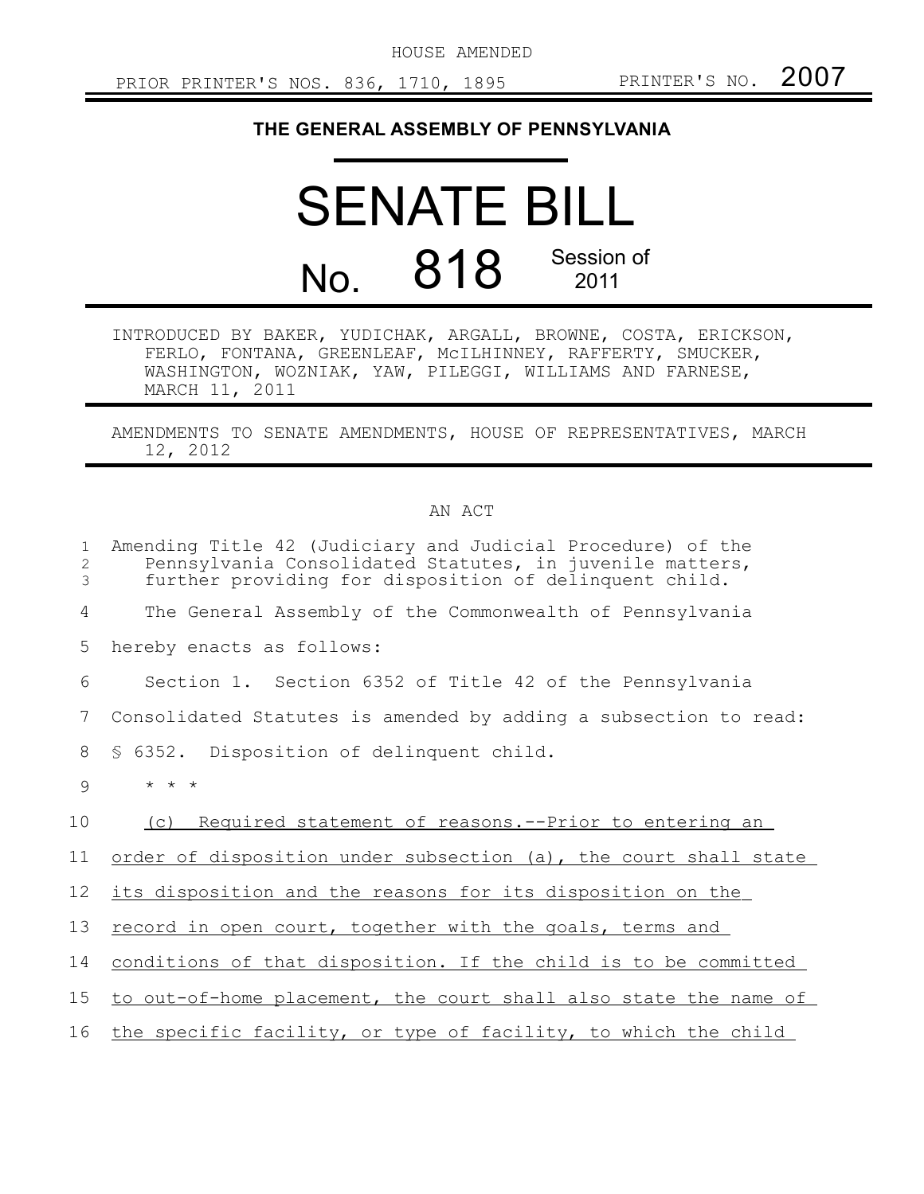HOUSE AMENDED

PRIOR PRINTER'S NOS. 836, 1710, 1895 PRINTER'S NO. 2007

# THE GENERAL ASSEMBLY OF PENNSYLVANIA

# SENATE BILL

## No. 818 Session of 2011

INTRODUCED BY BAKER, YUDICHAK, ARGALL, BROWNE, COSTA, ERICKSON, FERLO, FONTANA, GREENLEAF, McILHINNEY, RAFFERTY, SMUCKER, WASHINGTON, WOZNIAK, YAW, PILEGGI, WILLIAMS AND FARNESE, MARCH 11, 2011

AMENDMENTS TO SENATE AMENDMENTS, HOUSE OF REPRESENTATIVES, MARCH 12, 2012

AN ACT

Amending Title 42 (Judiciary and Judicial Procedure) of the Pennsylvania Consolidated Statutes, in juvenile matters, further providing for disposition of delinquent child.

The General Assembly of the Commonwealth of Pennsylvania hereby enacts as follows:

Section 1. Section 6352 of Title 42 of the Pennsylvania Consolidated Statutes is amended by adding a subsection to read:

§ 6352. Disposition of delinquent child.

\* \* \*

(c) Required statement of reasons.--Prior to entering an order of disposition under subsection (a), the court shall state its disposition and the reasons for its disposition on the record in open court, together with the goals, terms and conditions of that disposition. If the child is to be committed to out-of-home placement, the court shall also state the name of the specific facility, or type of facility, to which the child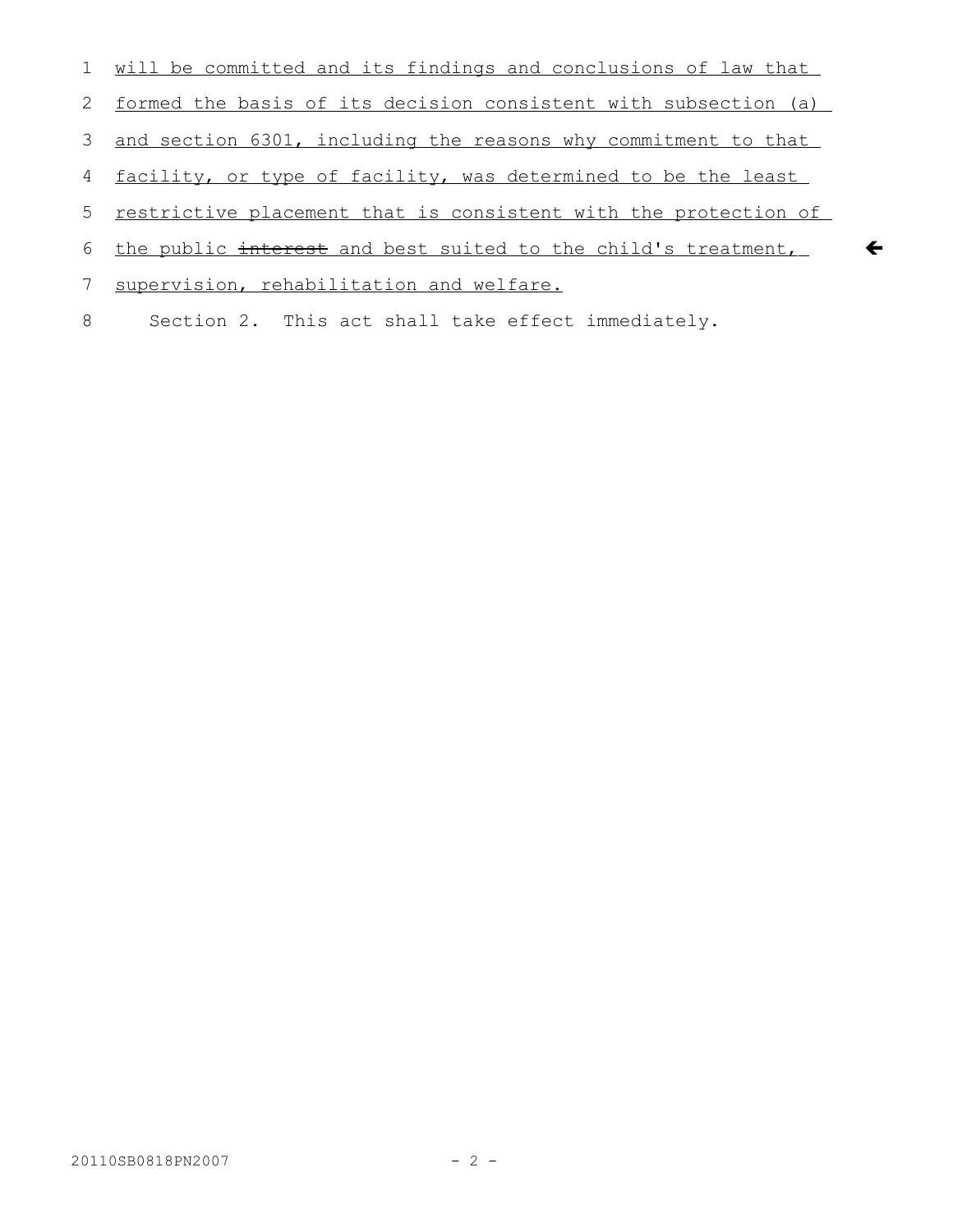will be committed and its findings and conclusions of law that formed the basis of its decision consistent with subsection (a) and section 6301, including the reasons why commitment to that facility, or type of facility, was determined to be the least restrictive placement that is consistent with the protection of the public ~~interest~~ and best suited to the child's treatment, supervision, rehabilitation and welfare.

Section 2. This act shall take effect immediately.